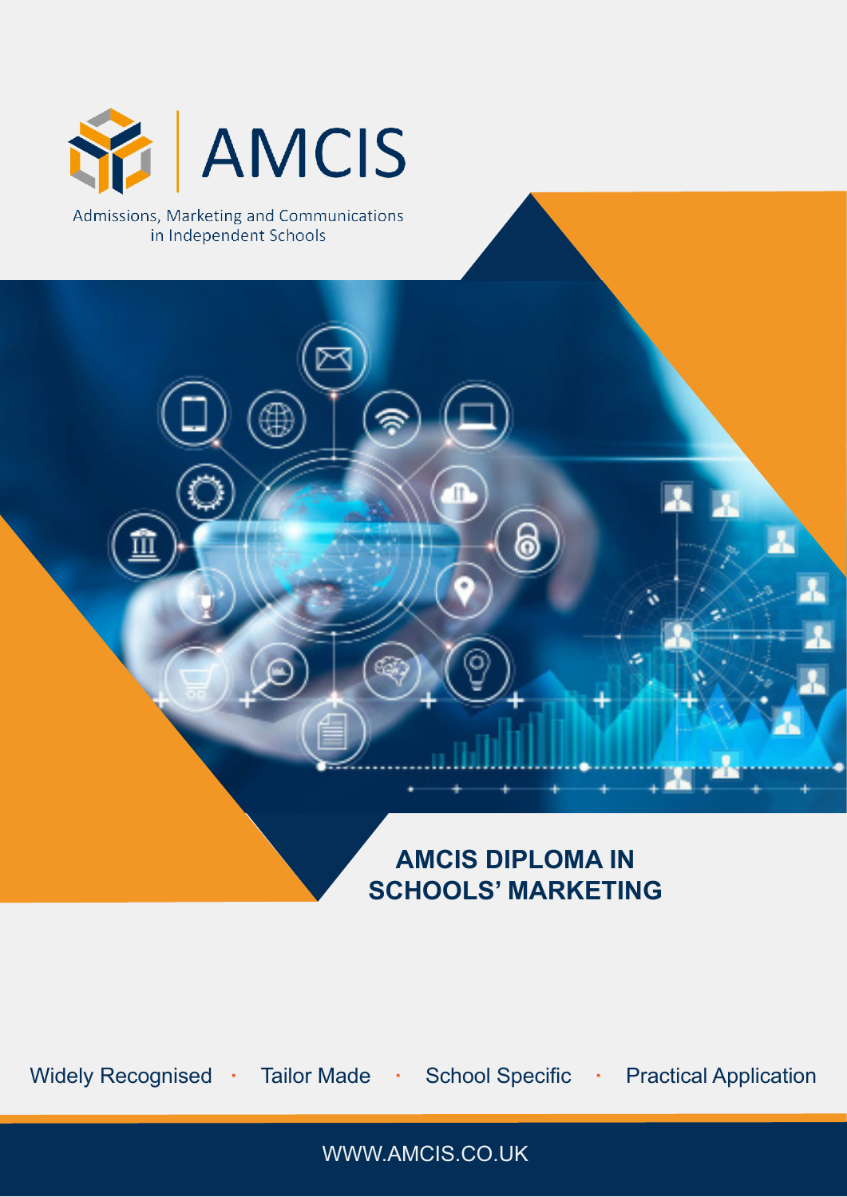AMCIS

Admissions, Marketing and Communications in Independent Schools

# AMCIS DIPLOMA IN SCHOOLS' MARKETING

Widely Recognised · Tailor Made · School Specific · Practical Application

WWW.AMCIS.CO.UK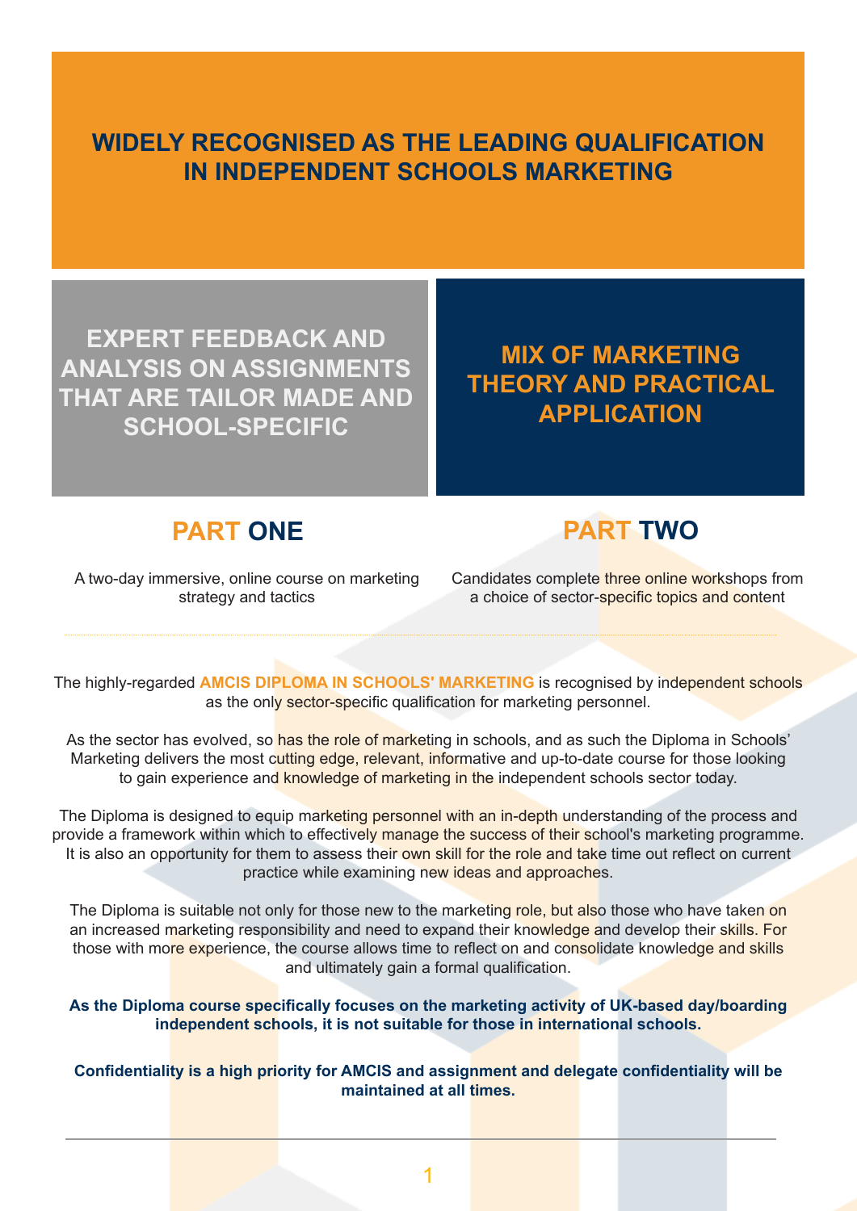# WIDELY RECOGNISED AS THE LEADING QUALIFICATION IN INDEPENDENT SCHOOLS MARKETING

**EXPERT FEEDBACK AND ANALYSIS ON ASSIGNMENTS THAT ARE TAILOR MADE AND SCHOOL-SPECIFIC**

**MIX OF MARKETING THEORY AND PRACTICAL APPLICATION**

## PART ONE

A two-day immersive, online course on marketing strategy and tactics

## PART TWO

Candidates complete three online workshops from a choice of sector-specific topics and content

---

The highly-regarded **AMCIS DIPLOMA IN SCHOOLS' MARKETING** is recognised by independent schools as the only sector-specific qualification for marketing personnel.

As the sector has evolved, so has the role of marketing in schools, and as such the Diploma in Schools' Marketing delivers the most cutting edge, relevant, informative and up-to-date course for those looking to gain experience and knowledge of marketing in the independent schools sector today.

The Diploma is designed to equip marketing personnel with an in-depth understanding of the process and provide a framework within which to effectively manage the success of their school's marketing programme. It is also an opportunity for them to assess their own skill for the role and take time out reflect on current practice while examining new ideas and approaches.

The Diploma is suitable not only for those new to the marketing role, but also those who have taken on an increased marketing responsibility and need to expand their knowledge and develop their skills. For those with more experience, the course allows time to reflect on and consolidate knowledge and skills and ultimately gain a formal qualification.

**As the Diploma course specifically focuses on the marketing activity of UK-based day/boarding independent schools, it is not suitable for those in international schools.**

**Confidentiality is a high priority for AMCIS and assignment and delegate confidentiality will be maintained at all times.**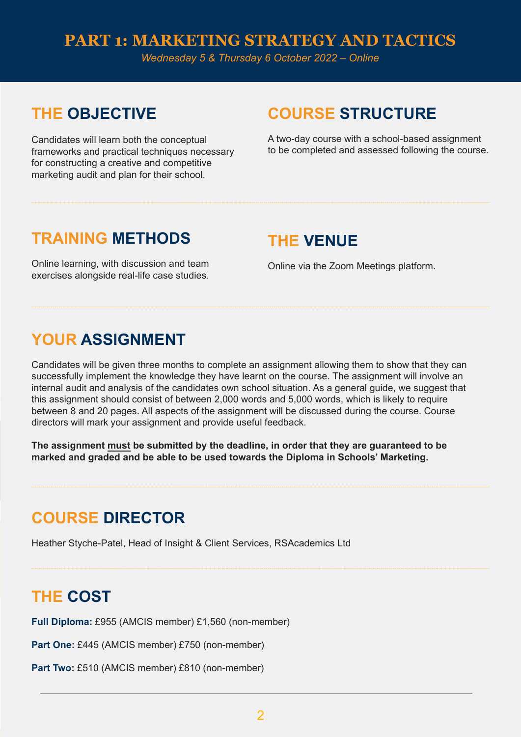# PART 1: MARKETING STRATEGY AND TACTICS

*Wednesday 5 & Thursday 6 October 2022 – Online*

## THE OBJECTIVE

Candidates will learn both the conceptual frameworks and practical techniques necessary for constructing a creative and competitive marketing audit and plan for their school.

## COURSE STRUCTURE

A two-day course with a school-based assignment to be completed and assessed following the course.

## TRAINING METHODS

Online learning, with discussion and team exercises alongside real-life case studies.

## THE VENUE

Online via the Zoom Meetings platform.

## YOUR ASSIGNMENT

Candidates will be given three months to complete an assignment allowing them to show that they can successfully implement the knowledge they have learnt on the course. The assignment will involve an internal audit and analysis of the candidates own school situation. As a general guide, we suggest that this assignment should consist of between 2,000 words and 5,000 words, which is likely to require between 8 and 20 pages. All aspects of the assignment will be discussed during the course. Course directors will mark your assignment and provide useful feedback.

**The assignment must be submitted by the deadline, in order that they are guaranteed to be marked and graded and be able to be used towards the Diploma in Schools' Marketing.**

## COURSE DIRECTOR

Heather Styche-Patel, Head of Insight & Client Services, RSAcademics Ltd

## THE COST

**Full Diploma:** £955 (AMCIS member) £1,560 (non-member)

**Part One:** £445 (AMCIS member) £750 (non-member)

**Part Two:** £510 (AMCIS member) £810 (non-member)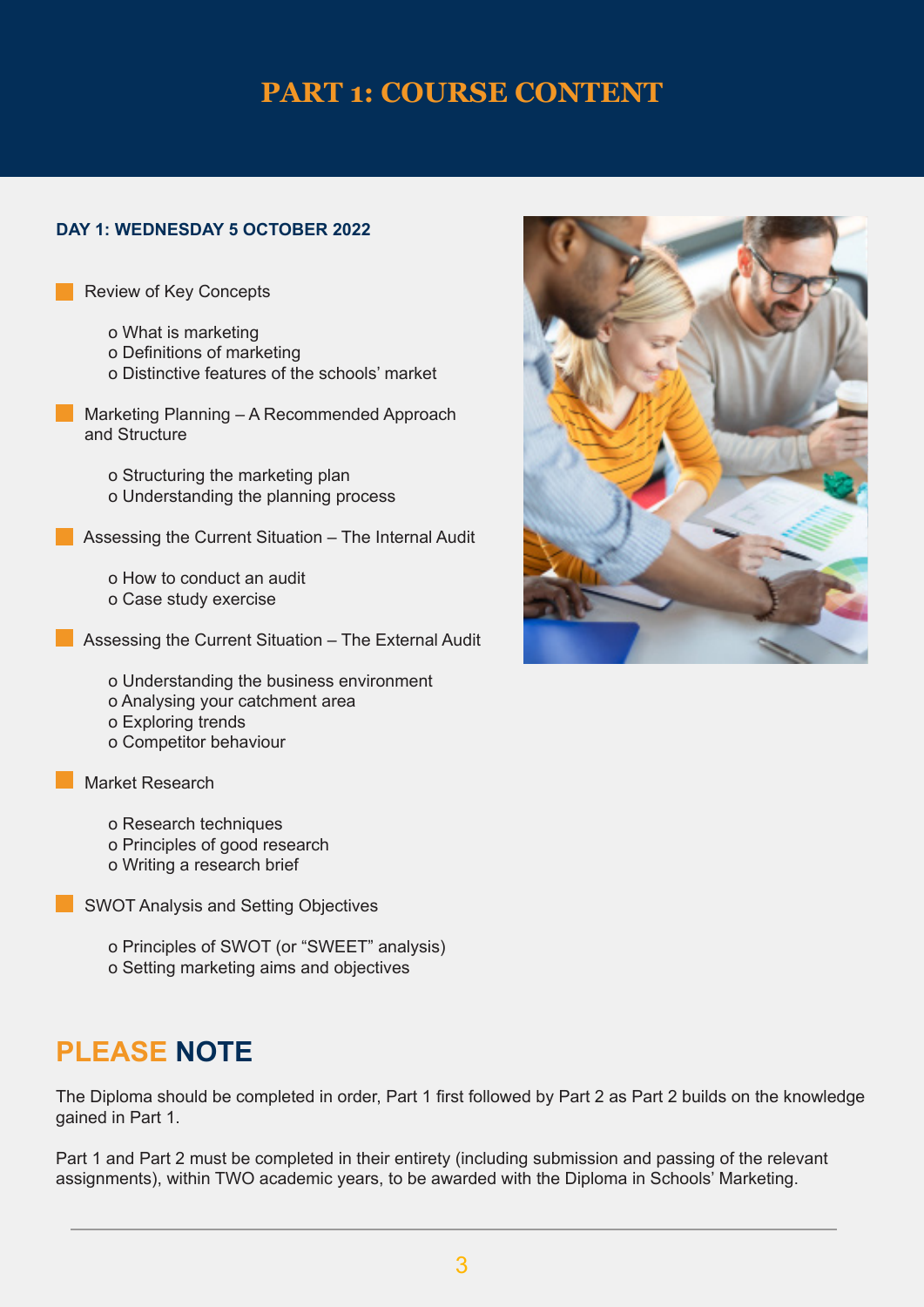# PART 1: COURSE CONTENT

### DAY 1: WEDNESDAY 5 OCTOBER 2022

- Review of Key Concepts
  - What is marketing
  - Definitions of marketing
  - Distinctive features of the schools' market
- Marketing Planning – A Recommended Approach and Structure
  - Structuring the marketing plan
  - Understanding the planning process
- Assessing the Current Situation – The Internal Audit
  - How to conduct an audit
  - Case study exercise
- Assessing the Current Situation – The External Audit
  - Understanding the business environment
  - Analysing your catchment area
  - Exploring trends
  - Competitor behaviour
- Market Research
  - Research techniques
  - Principles of good research
  - Writing a research brief
- SWOT Analysis and Setting Objectives
  - Principles of SWOT (or "SWEET" analysis)
  - Setting marketing aims and objectives

## PLEASE NOTE

The Diploma should be completed in order, Part 1 first followed by Part 2 as Part 2 builds on the knowledge gained in Part 1.

Part 1 and Part 2 must be completed in their entirety (including submission and passing of the relevant assignments), within TWO academic years, to be awarded with the Diploma in Schools' Marketing.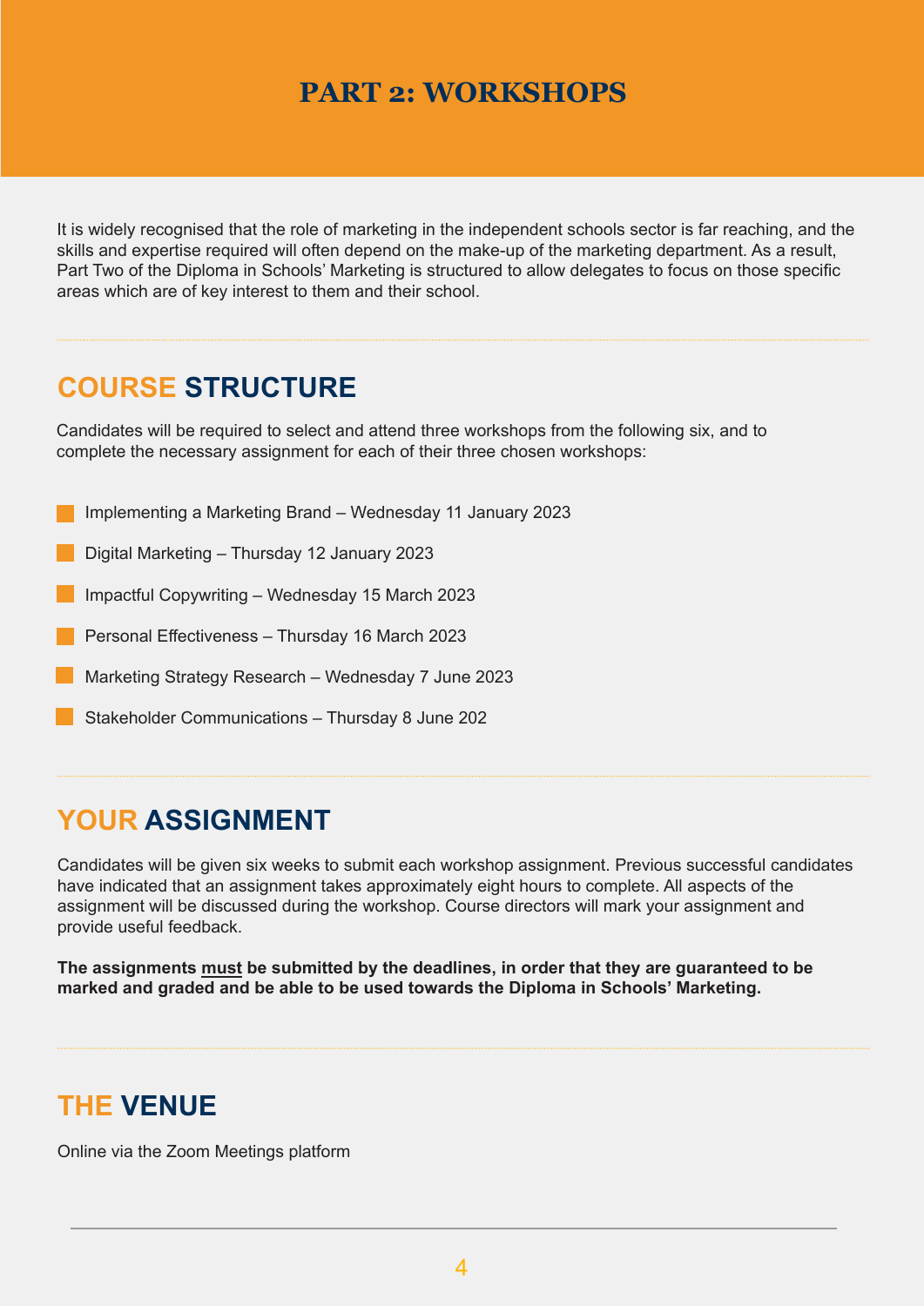# PART 2: WORKSHOPS

It is widely recognised that the role of marketing in the independent schools sector is far reaching, and the skills and expertise required will often depend on the make-up of the marketing department. As a result, Part Two of the Diploma in Schools' Marketing is structured to allow delegates to focus on those specific areas which are of key interest to them and their school.

## COURSE STRUCTURE

Candidates will be required to select and attend three workshops from the following six, and to complete the necessary assignment for each of their three chosen workshops:

- Implementing a Marketing Brand – Wednesday 11 January 2023
- Digital Marketing – Thursday 12 January 2023
- Impactful Copywriting – Wednesday 15 March 2023
- Personal Effectiveness – Thursday 16 March 2023
- Marketing Strategy Research – Wednesday 7 June 2023
- Stakeholder Communications – Thursday 8 June 202

## YOUR ASSIGNMENT

Candidates will be given six weeks to submit each workshop assignment. Previous successful candidates have indicated that an assignment takes approximately eight hours to complete. All aspects of the assignment will be discussed during the workshop. Course directors will mark your assignment and provide useful feedback.

**The assignments <u>must</u> be submitted by the deadlines, in order that they are guaranteed to be marked and graded and be able to be used towards the Diploma in Schools' Marketing.**

## THE VENUE

Online via the Zoom Meetings platform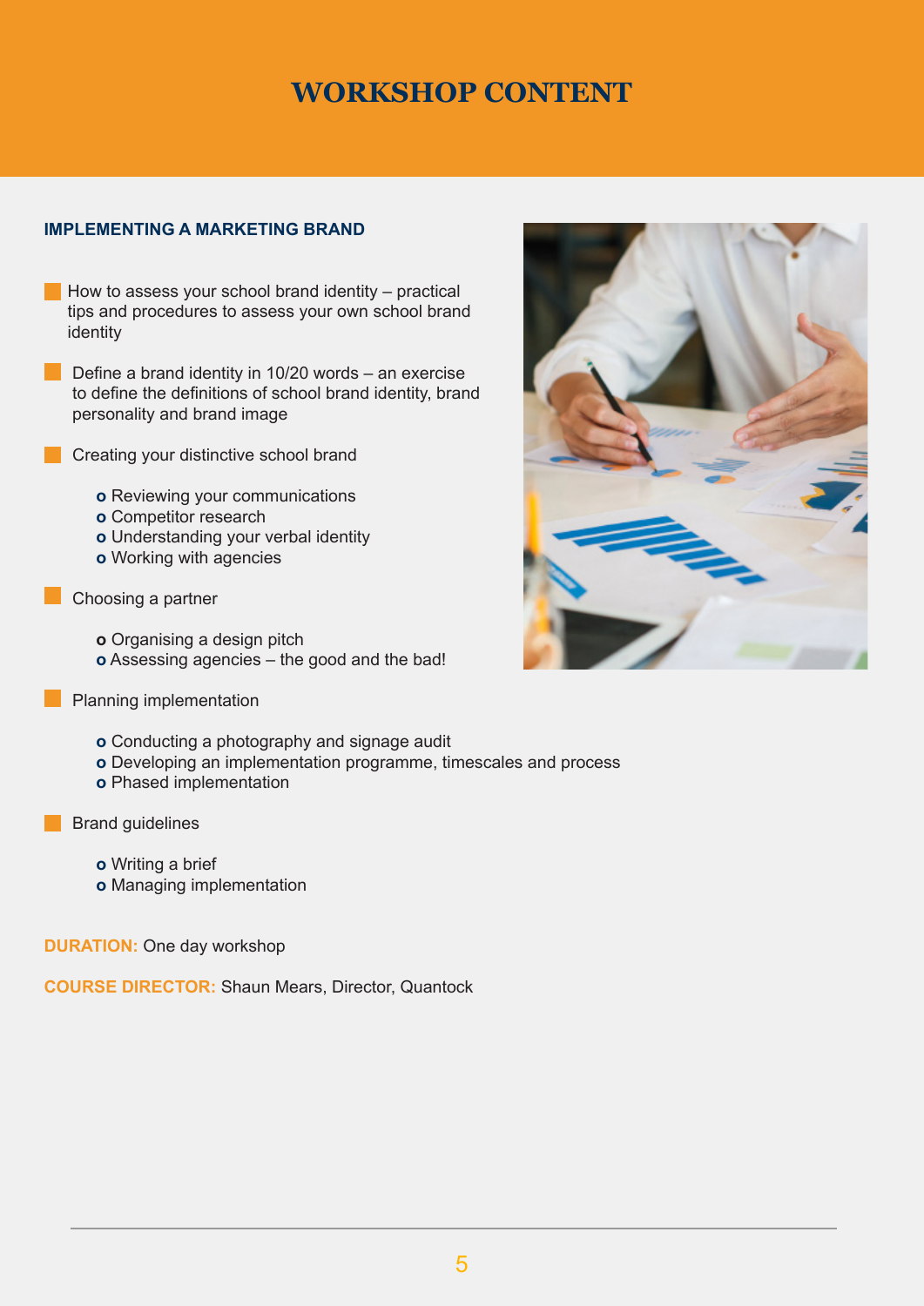# WORKSHOP CONTENT

## IMPLEMENTING A MARKETING BRAND

- How to assess your school brand identity – practical tips and procedures to assess your own school brand identity
- Define a brand identity in 10/20 words – an exercise to define the definitions of school brand identity, brand personality and brand image
- Creating your distinctive school brand
  - Reviewing your communications
  - Competitor research
  - Understanding your verbal identity
  - Working with agencies
- Choosing a partner
  - Organising a design pitch
  - Assessing agencies – the good and the bad!
- Planning implementation
  - Conducting a photography and signage audit
  - Developing an implementation programme, timescales and process
  - Phased implementation
- Brand guidelines
  - Writing a brief
  - Managing implementation

**DURATION:** One day workshop

**COURSE DIRECTOR:** Shaun Mears, Director, Quantock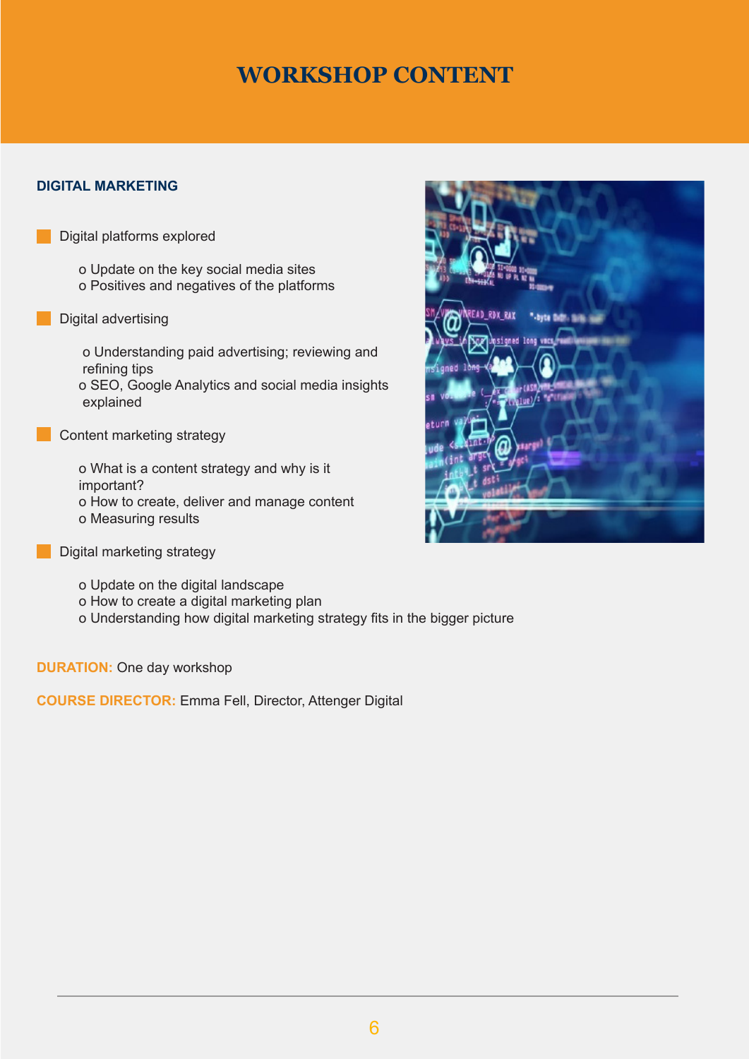# WORKSHOP CONTENT

## DIGITAL MARKETING

- Digital platforms explored
  - Update on the key social media sites
  - Positives and negatives of the platforms
- Digital advertising
  - Understanding paid advertising; reviewing and refining tips
  - SEO, Google Analytics and social media insights explained
- Content marketing strategy
  - What is a content strategy and why is it important?
  - How to create, deliver and manage content
  - Measuring results
- Digital marketing strategy
  - Update on the digital landscape
  - How to create a digital marketing plan
  - Understanding how digital marketing strategy fits in the bigger picture

**DURATION:** One day workshop

**COURSE DIRECTOR:** Emma Fell, Director, Attenger Digital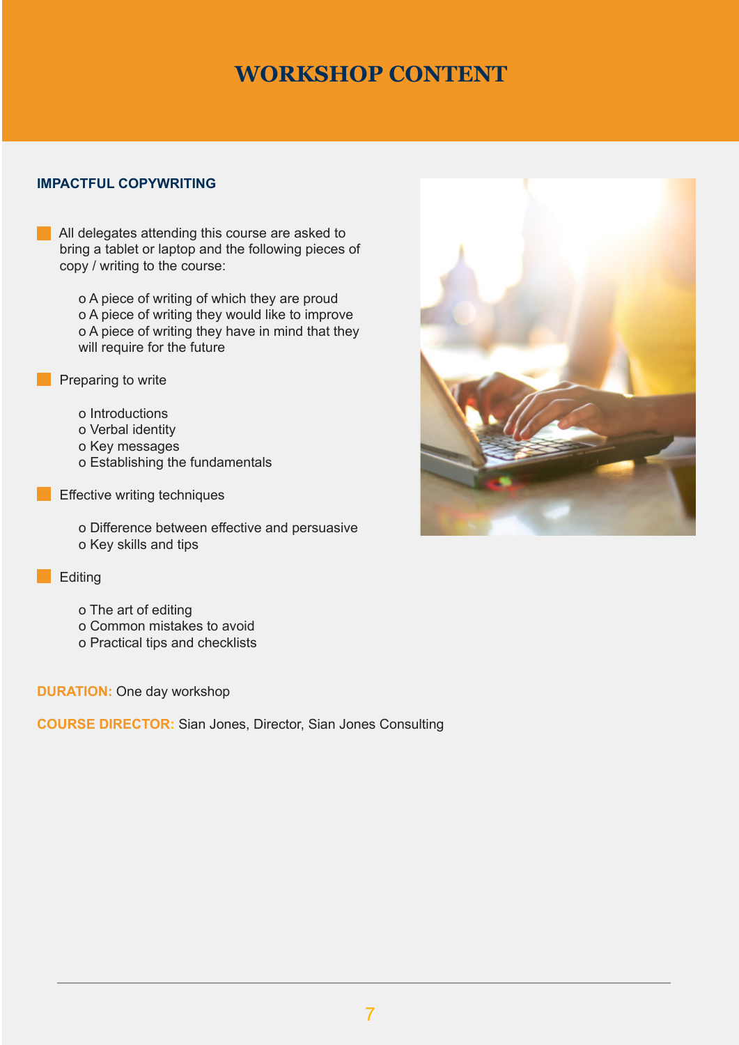# WORKSHOP CONTENT

## IMPACTFUL COPYWRITING

- All delegates attending this course are asked to bring a tablet or laptop and the following pieces of copy / writing to the course:
  - A piece of writing of which they are proud
  - A piece of writing they would like to improve
  - A piece of writing they have in mind that they will require for the future
- Preparing to write
  - Introductions
  - Verbal identity
  - Key messages
  - Establishing the fundamentals
- Effective writing techniques
  - Difference between effective and persuasive
  - Key skills and tips
- Editing
  - The art of editing
  - Common mistakes to avoid
  - Practical tips and checklists

**DURATION:** One day workshop

**COURSE DIRECTOR:** Sian Jones, Director, Sian Jones Consulting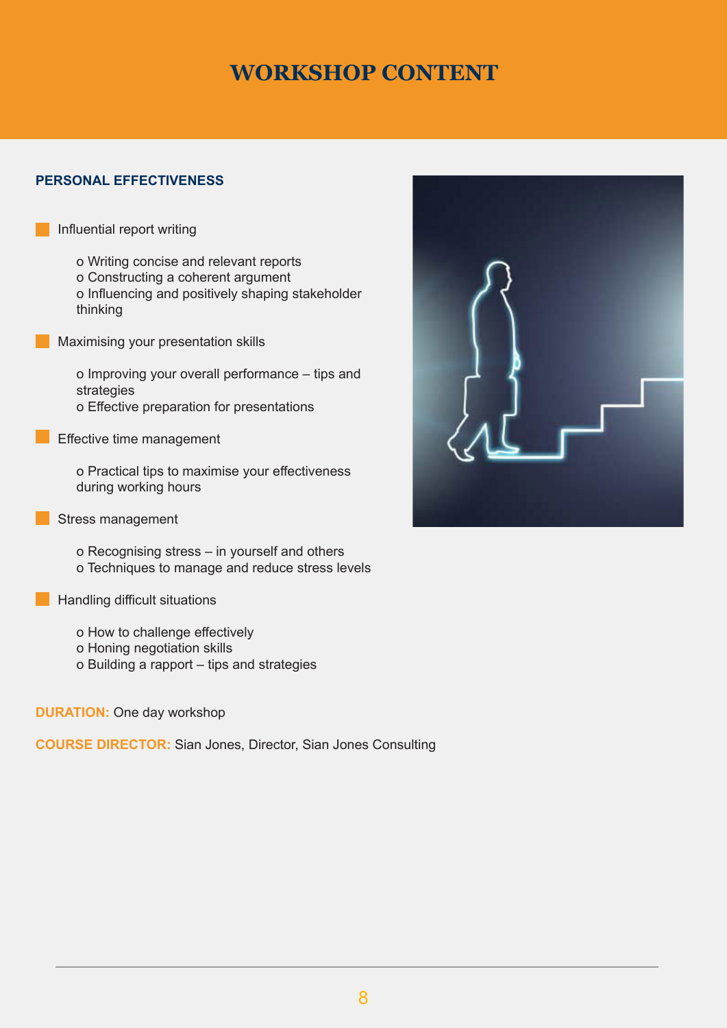# WORKSHOP CONTENT

## PERSONAL EFFECTIVENESS

- Influential report writing
  - Writing concise and relevant reports
  - Constructing a coherent argument
  - Influencing and positively shaping stakeholder thinking
- Maximising your presentation skills
  - Improving your overall performance – tips and strategies
  - Effective preparation for presentations
- Effective time management
  - Practical tips to maximise your effectiveness during working hours
- Stress management
  - Recognising stress – in yourself and others
  - Techniques to manage and reduce stress levels
- Handling difficult situations
  - How to challenge effectively
  - Honing negotiation skills
  - Building a rapport – tips and strategies

**DURATION:** One day workshop

**COURSE DIRECTOR:** Sian Jones, Director, Sian Jones Consulting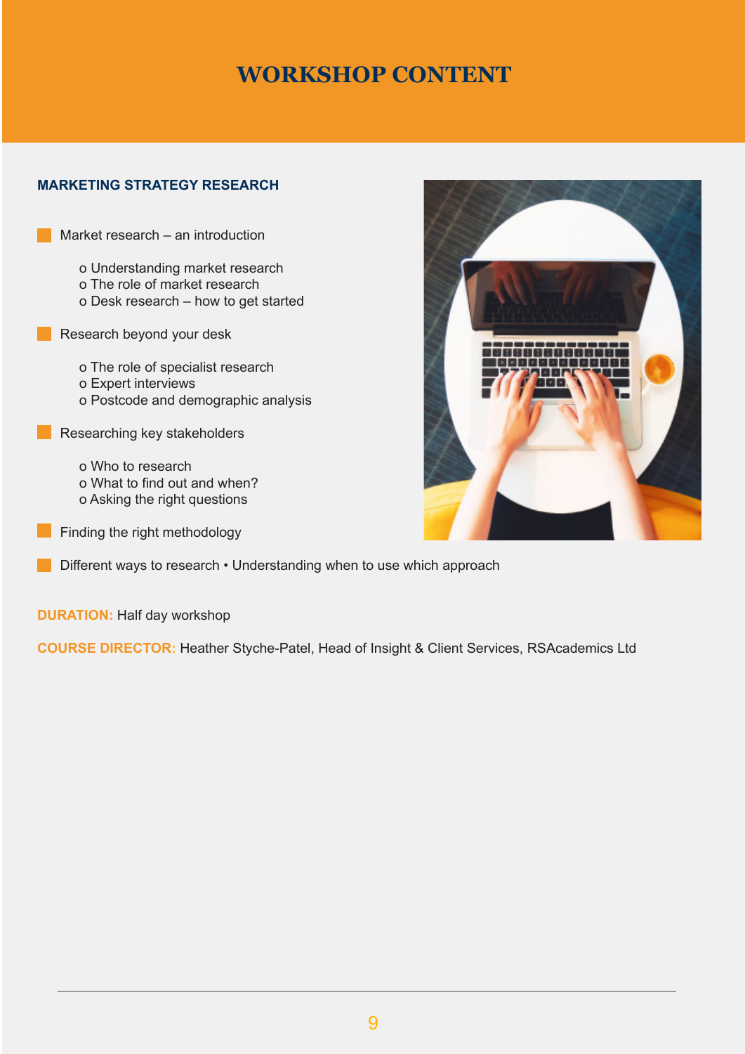# WORKSHOP CONTENT

## MARKETING STRATEGY RESEARCH

- Market research – an introduction
  - o Understanding market research
  - o The role of market research
  - o Desk research – how to get started
- Research beyond your desk
  - o The role of specialist research
  - o Expert interviews
  - o Postcode and demographic analysis
- Researching key stakeholders
  - o Who to research
  - o What to find out and when?
  - o Asking the right questions
- Finding the right methodology
- Different ways to research • Understanding when to use which approach

**DURATION:** Half day workshop

**COURSE DIRECTOR:** Heather Styche-Patel, Head of Insight & Client Services, RSAcademics Ltd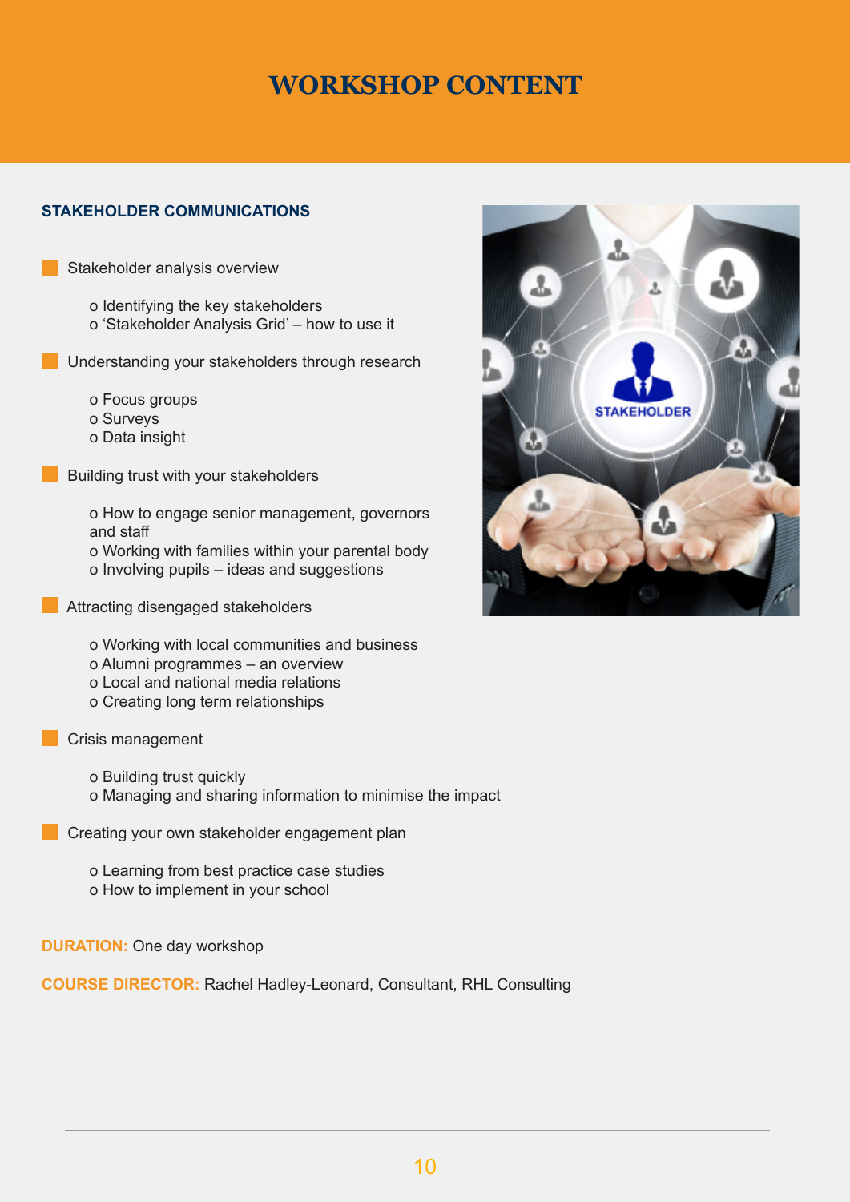# WORKSHOP CONTENT

## STAKEHOLDER COMMUNICATIONS

- Stakeholder analysis overview
  - o Identifying the key stakeholders
  - o 'Stakeholder Analysis Grid' – how to use it
- Understanding your stakeholders through research
  - o Focus groups
  - o Surveys
  - o Data insight
- Building trust with your stakeholders
  - o How to engage senior management, governors and staff
  - o Working with families within your parental body
  - o Involving pupils – ideas and suggestions
- Attracting disengaged stakeholders
  - o Working with local communities and business
  - o Alumni programmes – an overview
  - o Local and national media relations
  - o Creating long term relationships
- Crisis management
  - o Building trust quickly
  - o Managing and sharing information to minimise the impact
- Creating your own stakeholder engagement plan
  - o Learning from best practice case studies
  - o How to implement in your school

**DURATION:** One day workshop

**COURSE DIRECTOR:** Rachel Hadley-Leonard, Consultant, RHL Consulting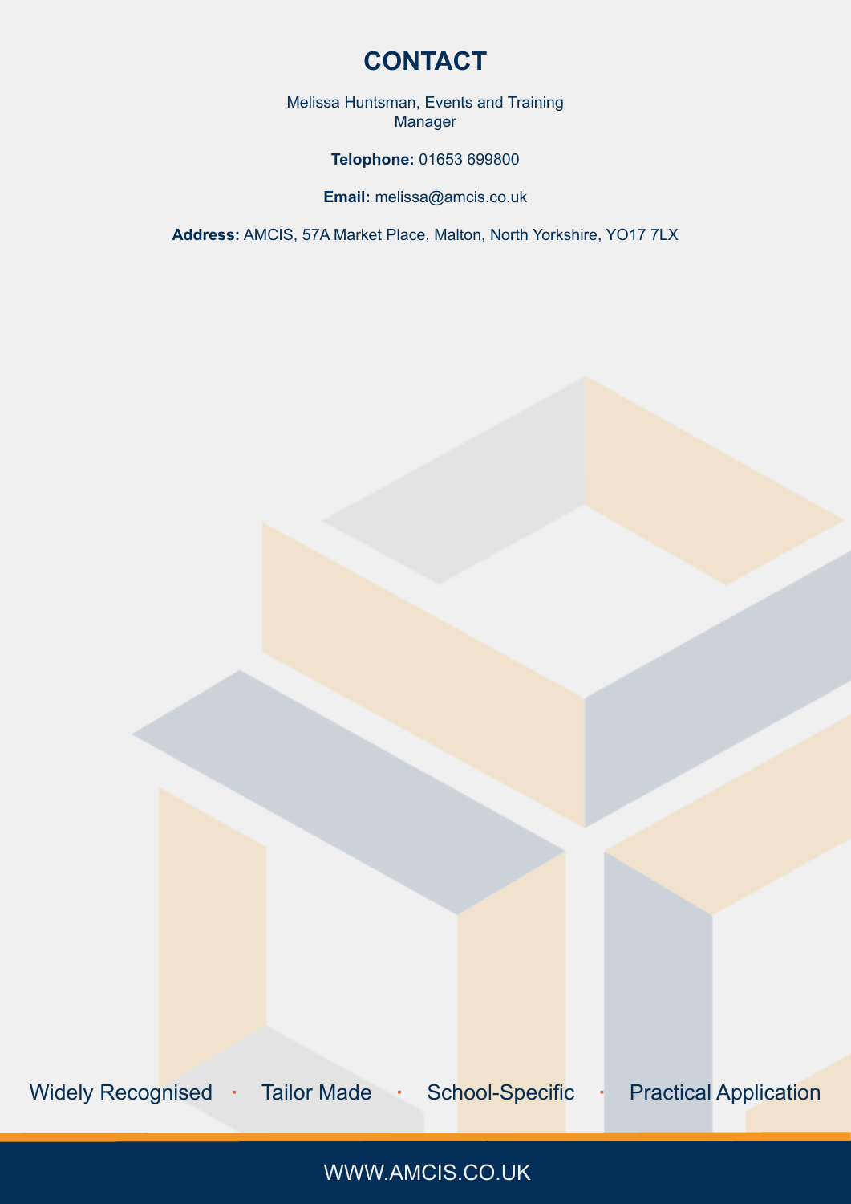# CONTACT

Melissa Huntsman, Events and Training Manager

**Telophone:** 01653 699800

**Email:** melissa@amcis.co.uk

**Address:** AMCIS, 57A Market Place, Malton, North Yorkshire, YO17 7LX

Widely Recognised · Tailor Made · School-Specific · Practical Application

WWW.AMCIS.CO.UK